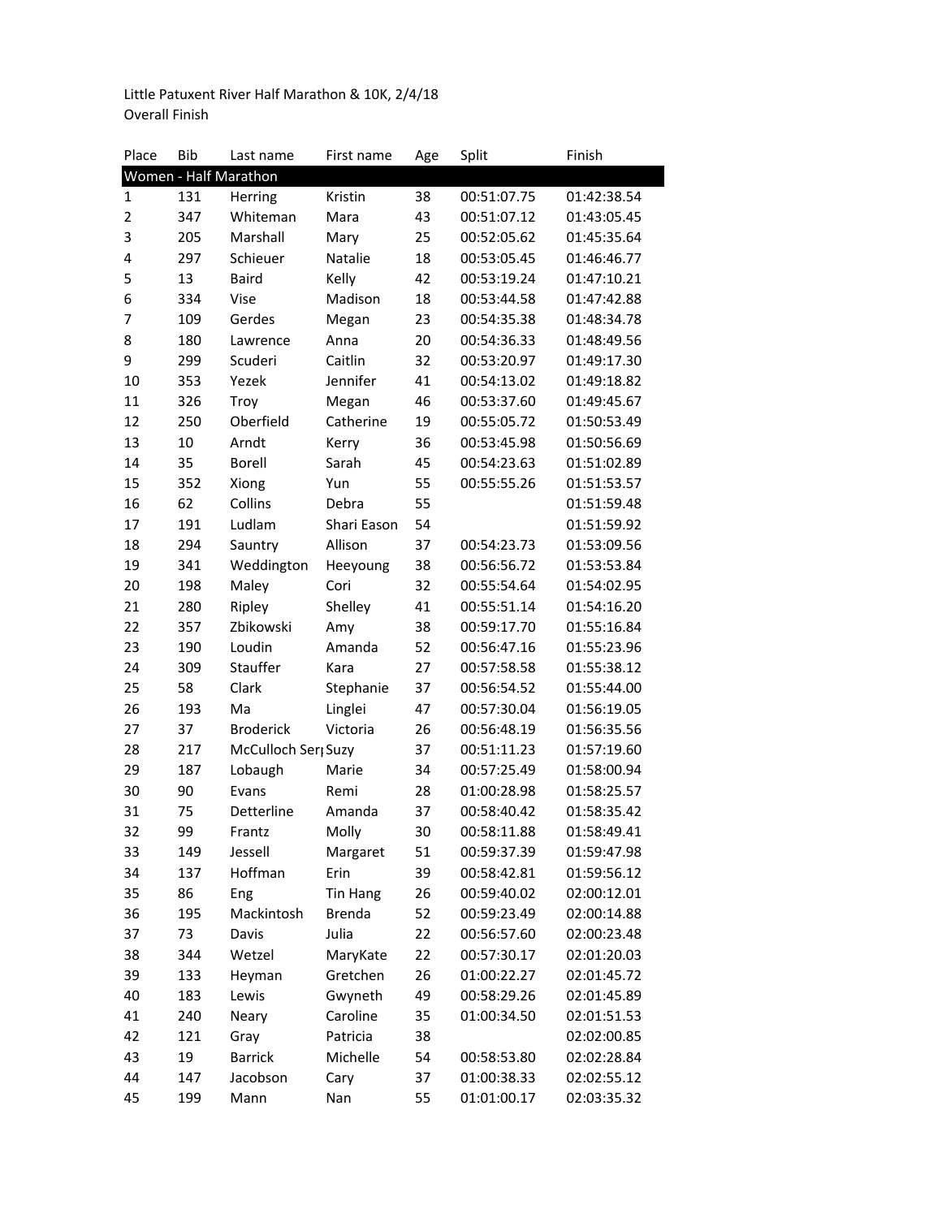Little Patuxent River Half Marathon & 10K, 2/4/18
Overall Finish

| Place | Bib | Last name | First name | Age | Split | Finish |
|---|---|---|---|---|---|---|
| **Women - Half Marathon** | | | | | | |
| 1 | 131 | Herring | Kristin | 38 | 00:51:07.75 | 01:42:38.54 |
| 2 | 347 | Whiteman | Mara | 43 | 00:51:07.12 | 01:43:05.45 |
| 3 | 205 | Marshall | Mary | 25 | 00:52:05.62 | 01:45:35.64 |
| 4 | 297 | Schieuer | Natalie | 18 | 00:53:05.45 | 01:46:46.77 |
| 5 | 13 | Baird | Kelly | 42 | 00:53:19.24 | 01:47:10.21 |
| 6 | 334 | Vise | Madison | 18 | 00:53:44.58 | 01:47:42.88 |
| 7 | 109 | Gerdes | Megan | 23 | 00:54:35.38 | 01:48:34.78 |
| 8 | 180 | Lawrence | Anna | 20 | 00:54:36.33 | 01:48:49.56 |
| 9 | 299 | Scuderi | Caitlin | 32 | 00:53:20.97 | 01:49:17.30 |
| 10 | 353 | Yezek | Jennifer | 41 | 00:54:13.02 | 01:49:18.82 |
| 11 | 326 | Troy | Megan | 46 | 00:53:37.60 | 01:49:45.67 |
| 12 | 250 | Oberfield | Catherine | 19 | 00:55:05.72 | 01:50:53.49 |
| 13 | 10 | Arndt | Kerry | 36 | 00:53:45.98 | 01:50:56.69 |
| 14 | 35 | Borell | Sarah | 45 | 00:54:23.63 | 01:51:02.89 |
| 15 | 352 | Xiong | Yun | 55 | 00:55:55.26 | 01:51:53.57 |
| 16 | 62 | Collins | Debra | 55 | | 01:51:59.48 |
| 17 | 191 | Ludlam | Shari Eason | 54 | | 01:51:59.92 |
| 18 | 294 | Sauntry | Allison | 37 | 00:54:23.73 | 01:53:09.56 |
| 19 | 341 | Weddington | Heeyoung | 38 | 00:56:56.72 | 01:53:53.84 |
| 20 | 198 | Maley | Cori | 32 | 00:55:54.64 | 01:54:02.95 |
| 21 | 280 | Ripley | Shelley | 41 | 00:55:51.14 | 01:54:16.20 |
| 22 | 357 | Zbikowski | Amy | 38 | 00:59:17.70 | 01:55:16.84 |
| 23 | 190 | Loudin | Amanda | 52 | 00:56:47.16 | 01:55:23.96 |
| 24 | 309 | Stauffer | Kara | 27 | 00:57:58.58 | 01:55:38.12 |
| 25 | 58 | Clark | Stephanie | 37 | 00:56:54.52 | 01:55:44.00 |
| 26 | 193 | Ma | Linglei | 47 | 00:57:30.04 | 01:56:19.05 |
| 27 | 37 | Broderick | Victoria | 26 | 00:56:48.19 | 01:56:35.56 |
| 28 | 217 | McCulloch Ser | Suzy | 37 | 00:51:11.23 | 01:57:19.60 |
| 29 | 187 | Lobaugh | Marie | 34 | 00:57:25.49 | 01:58:00.94 |
| 30 | 90 | Evans | Remi | 28 | 01:00:28.98 | 01:58:25.57 |
| 31 | 75 | Detterline | Amanda | 37 | 00:58:40.42 | 01:58:35.42 |
| 32 | 99 | Frantz | Molly | 30 | 00:58:11.88 | 01:58:49.41 |
| 33 | 149 | Jessell | Margaret | 51 | 00:59:37.39 | 01:59:47.98 |
| 34 | 137 | Hoffman | Erin | 39 | 00:58:42.81 | 01:59:56.12 |
| 35 | 86 | Eng | Tin Hang | 26 | 00:59:40.02 | 02:00:12.01 |
| 36 | 195 | Mackintosh | Brenda | 52 | 00:59:23.49 | 02:00:14.88 |
| 37 | 73 | Davis | Julia | 22 | 00:56:57.60 | 02:00:23.48 |
| 38 | 344 | Wetzel | MaryKate | 22 | 00:57:30.17 | 02:01:20.03 |
| 39 | 133 | Heyman | Gretchen | 26 | 01:00:22.27 | 02:01:45.72 |
| 40 | 183 | Lewis | Gwyneth | 49 | 00:58:29.26 | 02:01:45.89 |
| 41 | 240 | Neary | Caroline | 35 | 01:00:34.50 | 02:01:51.53 |
| 42 | 121 | Gray | Patricia | 38 | | 02:02:00.85 |
| 43 | 19 | Barrick | Michelle | 54 | 00:58:53.80 | 02:02:28.84 |
| 44 | 147 | Jacobson | Cary | 37 | 01:00:38.33 | 02:02:55.12 |
| 45 | 199 | Mann | Nan | 55 | 01:01:00.17 | 02:03:35.32 |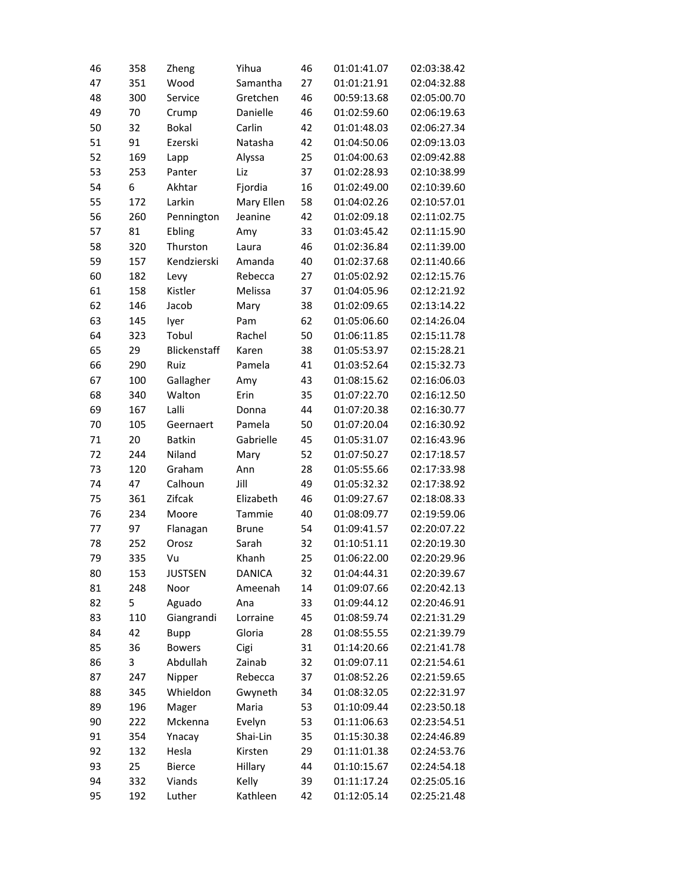| | | | | | | |
|---|---|---|---|---|---|---|
| 46 | 358 | Zheng | Yihua | 46 | 01:01:41.07 | 02:03:38.42 |
| 47 | 351 | Wood | Samantha | 27 | 01:01:21.91 | 02:04:32.88 |
| 48 | 300 | Service | Gretchen | 46 | 00:59:13.68 | 02:05:00.70 |
| 49 | 70 | Crump | Danielle | 46 | 01:02:59.60 | 02:06:19.63 |
| 50 | 32 | Bokal | Carlin | 42 | 01:01:48.03 | 02:06:27.34 |
| 51 | 91 | Ezerski | Natasha | 42 | 01:04:50.06 | 02:09:13.03 |
| 52 | 169 | Lapp | Alyssa | 25 | 01:04:00.63 | 02:09:42.88 |
| 53 | 253 | Panter | Liz | 37 | 01:02:28.93 | 02:10:38.99 |
| 54 | 6 | Akhtar | Fjordia | 16 | 01:02:49.00 | 02:10:39.60 |
| 55 | 172 | Larkin | Mary Ellen | 58 | 01:04:02.26 | 02:10:57.01 |
| 56 | 260 | Pennington | Jeanine | 42 | 01:02:09.18 | 02:11:02.75 |
| 57 | 81 | Ebling | Amy | 33 | 01:03:45.42 | 02:11:15.90 |
| 58 | 320 | Thurston | Laura | 46 | 01:02:36.84 | 02:11:39.00 |
| 59 | 157 | Kendzierski | Amanda | 40 | 01:02:37.68 | 02:11:40.66 |
| 60 | 182 | Levy | Rebecca | 27 | 01:05:02.92 | 02:12:15.76 |
| 61 | 158 | Kistler | Melissa | 37 | 01:04:05.96 | 02:12:21.92 |
| 62 | 146 | Jacob | Mary | 38 | 01:02:09.65 | 02:13:14.22 |
| 63 | 145 | Iyer | Pam | 62 | 01:05:06.60 | 02:14:26.04 |
| 64 | 323 | Tobul | Rachel | 50 | 01:06:11.85 | 02:15:11.78 |
| 65 | 29 | Blickenstaff | Karen | 38 | 01:05:53.97 | 02:15:28.21 |
| 66 | 290 | Ruiz | Pamela | 41 | 01:03:52.64 | 02:15:32.73 |
| 67 | 100 | Gallagher | Amy | 43 | 01:08:15.62 | 02:16:06.03 |
| 68 | 340 | Walton | Erin | 35 | 01:07:22.70 | 02:16:12.50 |
| 69 | 167 | Lalli | Donna | 44 | 01:07:20.38 | 02:16:30.77 |
| 70 | 105 | Geernaert | Pamela | 50 | 01:07:20.04 | 02:16:30.92 |
| 71 | 20 | Batkin | Gabrielle | 45 | 01:05:31.07 | 02:16:43.96 |
| 72 | 244 | Niland | Mary | 52 | 01:07:50.27 | 02:17:18.57 |
| 73 | 120 | Graham | Ann | 28 | 01:05:55.66 | 02:17:33.98 |
| 74 | 47 | Calhoun | Jill | 49 | 01:05:32.32 | 02:17:38.92 |
| 75 | 361 | Zifcak | Elizabeth | 46 | 01:09:27.67 | 02:18:08.33 |
| 76 | 234 | Moore | Tammie | 40 | 01:08:09.77 | 02:19:59.06 |
| 77 | 97 | Flanagan | Brune | 54 | 01:09:41.57 | 02:20:07.22 |
| 78 | 252 | Orosz | Sarah | 32 | 01:10:51.11 | 02:20:19.30 |
| 79 | 335 | Vu | Khanh | 25 | 01:06:22.00 | 02:20:29.96 |
| 80 | 153 | JUSTSEN | DANICA | 32 | 01:04:44.31 | 02:20:39.67 |
| 81 | 248 | Noor | Ameenah | 14 | 01:09:07.66 | 02:20:42.13 |
| 82 | 5 | Aguado | Ana | 33 | 01:09:44.12 | 02:20:46.91 |
| 83 | 110 | Giangrandi | Lorraine | 45 | 01:08:59.74 | 02:21:31.29 |
| 84 | 42 | Bupp | Gloria | 28 | 01:08:55.55 | 02:21:39.79 |
| 85 | 36 | Bowers | Cigi | 31 | 01:14:20.66 | 02:21:41.78 |
| 86 | 3 | Abdullah | Zainab | 32 | 01:09:07.11 | 02:21:54.61 |
| 87 | 247 | Nipper | Rebecca | 37 | 01:08:52.26 | 02:21:59.65 |
| 88 | 345 | Whieldon | Gwyneth | 34 | 01:08:32.05 | 02:22:31.97 |
| 89 | 196 | Mager | Maria | 53 | 01:10:09.44 | 02:23:50.18 |
| 90 | 222 | Mckenna | Evelyn | 53 | 01:11:06.63 | 02:23:54.51 |
| 91 | 354 | Ynacay | Shai-Lin | 35 | 01:15:30.38 | 02:24:46.89 |
| 92 | 132 | Hesla | Kirsten | 29 | 01:11:01.38 | 02:24:53.76 |
| 93 | 25 | Bierce | Hillary | 44 | 01:10:15.67 | 02:24:54.18 |
| 94 | 332 | Viands | Kelly | 39 | 01:11:17.24 | 02:25:05.16 |
| 95 | 192 | Luther | Kathleen | 42 | 01:12:05.14 | 02:25:21.48 |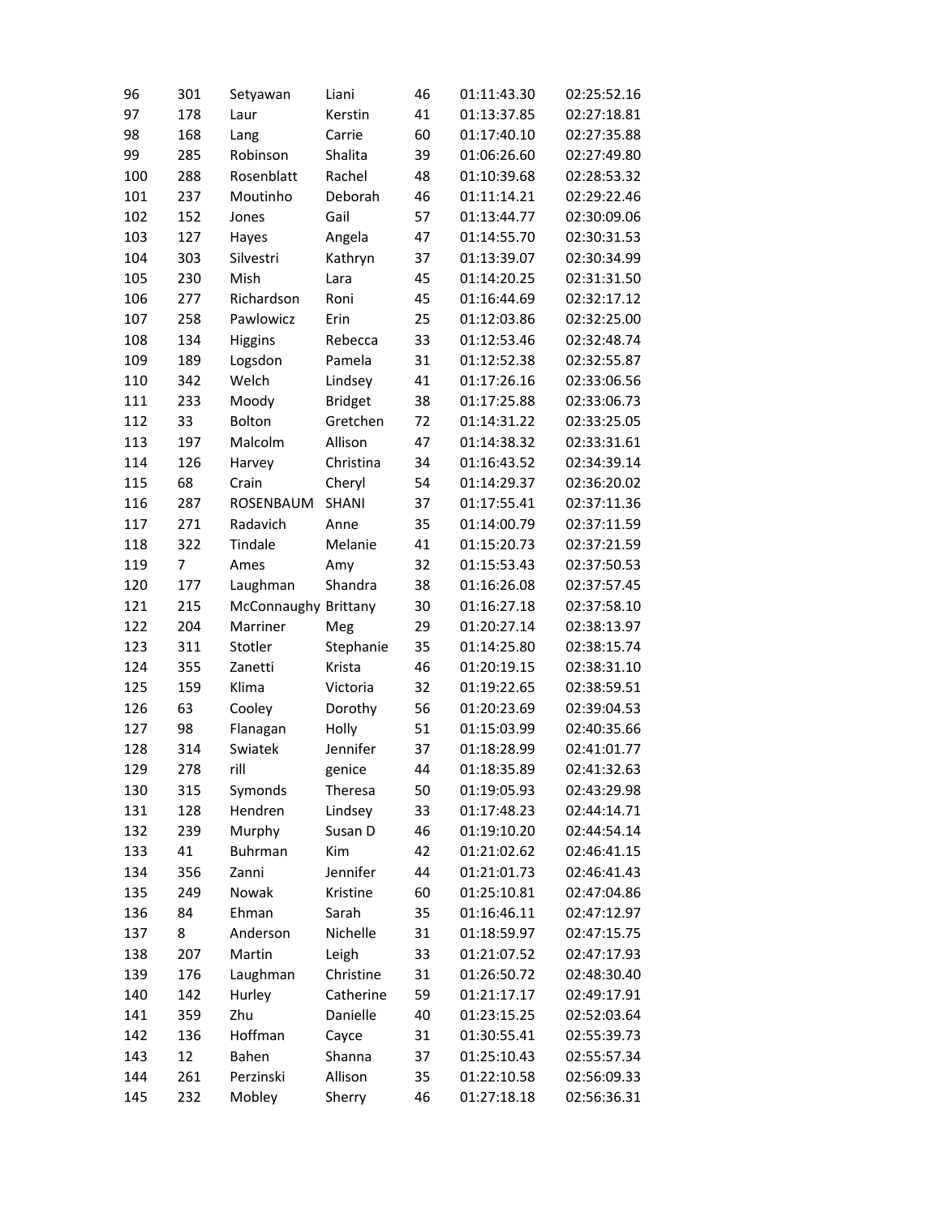| | | | | | | |
|---|---|---|---|---|---|---|
| 96 | 301 | Setyawan | Liani | 46 | 01:11:43.30 | 02:25:52.16 |
| 97 | 178 | Laur | Kerstin | 41 | 01:13:37.85 | 02:27:18.81 |
| 98 | 168 | Lang | Carrie | 60 | 01:17:40.10 | 02:27:35.88 |
| 99 | 285 | Robinson | Shalita | 39 | 01:06:26.60 | 02:27:49.80 |
| 100 | 288 | Rosenblatt | Rachel | 48 | 01:10:39.68 | 02:28:53.32 |
| 101 | 237 | Moutinho | Deborah | 46 | 01:11:14.21 | 02:29:22.46 |
| 102 | 152 | Jones | Gail | 57 | 01:13:44.77 | 02:30:09.06 |
| 103 | 127 | Hayes | Angela | 47 | 01:14:55.70 | 02:30:31.53 |
| 104 | 303 | Silvestri | Kathryn | 37 | 01:13:39.07 | 02:30:34.99 |
| 105 | 230 | Mish | Lara | 45 | 01:14:20.25 | 02:31:31.50 |
| 106 | 277 | Richardson | Roni | 45 | 01:16:44.69 | 02:32:17.12 |
| 107 | 258 | Pawlowicz | Erin | 25 | 01:12:03.86 | 02:32:25.00 |
| 108 | 134 | Higgins | Rebecca | 33 | 01:12:53.46 | 02:32:48.74 |
| 109 | 189 | Logsdon | Pamela | 31 | 01:12:52.38 | 02:32:55.87 |
| 110 | 342 | Welch | Lindsey | 41 | 01:17:26.16 | 02:33:06.56 |
| 111 | 233 | Moody | Bridget | 38 | 01:17:25.88 | 02:33:06.73 |
| 112 | 33 | Bolton | Gretchen | 72 | 01:14:31.22 | 02:33:25.05 |
| 113 | 197 | Malcolm | Allison | 47 | 01:14:38.32 | 02:33:31.61 |
| 114 | 126 | Harvey | Christina | 34 | 01:16:43.52 | 02:34:39.14 |
| 115 | 68 | Crain | Cheryl | 54 | 01:14:29.37 | 02:36:20.02 |
| 116 | 287 | ROSENBAUM | SHANI | 37 | 01:17:55.41 | 02:37:11.36 |
| 117 | 271 | Radavich | Anne | 35 | 01:14:00.79 | 02:37:11.59 |
| 118 | 322 | Tindale | Melanie | 41 | 01:15:20.73 | 02:37:21.59 |
| 119 | 7 | Ames | Amy | 32 | 01:15:53.43 | 02:37:50.53 |
| 120 | 177 | Laughman | Shandra | 38 | 01:16:26.08 | 02:37:57.45 |
| 121 | 215 | McConnaughy | Brittany | 30 | 01:16:27.18 | 02:37:58.10 |
| 122 | 204 | Marriner | Meg | 29 | 01:20:27.14 | 02:38:13.97 |
| 123 | 311 | Stotler | Stephanie | 35 | 01:14:25.80 | 02:38:15.74 |
| 124 | 355 | Zanetti | Krista | 46 | 01:20:19.15 | 02:38:31.10 |
| 125 | 159 | Klima | Victoria | 32 | 01:19:22.65 | 02:38:59.51 |
| 126 | 63 | Cooley | Dorothy | 56 | 01:20:23.69 | 02:39:04.53 |
| 127 | 98 | Flanagan | Holly | 51 | 01:15:03.99 | 02:40:35.66 |
| 128 | 314 | Swiatek | Jennifer | 37 | 01:18:28.99 | 02:41:01.77 |
| 129 | 278 | rill | genice | 44 | 01:18:35.89 | 02:41:32.63 |
| 130 | 315 | Symonds | Theresa | 50 | 01:19:05.93 | 02:43:29.98 |
| 131 | 128 | Hendren | Lindsey | 33 | 01:17:48.23 | 02:44:14.71 |
| 132 | 239 | Murphy | Susan D | 46 | 01:19:10.20 | 02:44:54.14 |
| 133 | 41 | Buhrman | Kim | 42 | 01:21:02.62 | 02:46:41.15 |
| 134 | 356 | Zanni | Jennifer | 44 | 01:21:01.73 | 02:46:41.43 |
| 135 | 249 | Nowak | Kristine | 60 | 01:25:10.81 | 02:47:04.86 |
| 136 | 84 | Ehman | Sarah | 35 | 01:16:46.11 | 02:47:12.97 |
| 137 | 8 | Anderson | Nichelle | 31 | 01:18:59.97 | 02:47:15.75 |
| 138 | 207 | Martin | Leigh | 33 | 01:21:07.52 | 02:47:17.93 |
| 139 | 176 | Laughman | Christine | 31 | 01:26:50.72 | 02:48:30.40 |
| 140 | 142 | Hurley | Catherine | 59 | 01:21:17.17 | 02:49:17.91 |
| 141 | 359 | Zhu | Danielle | 40 | 01:23:15.25 | 02:52:03.64 |
| 142 | 136 | Hoffman | Cayce | 31 | 01:30:55.41 | 02:55:39.73 |
| 143 | 12 | Bahen | Shanna | 37 | 01:25:10.43 | 02:55:57.34 |
| 144 | 261 | Perzinski | Allison | 35 | 01:22:10.58 | 02:56:09.33 |
| 145 | 232 | Mobley | Sherry | 46 | 01:27:18.18 | 02:56:36.31 |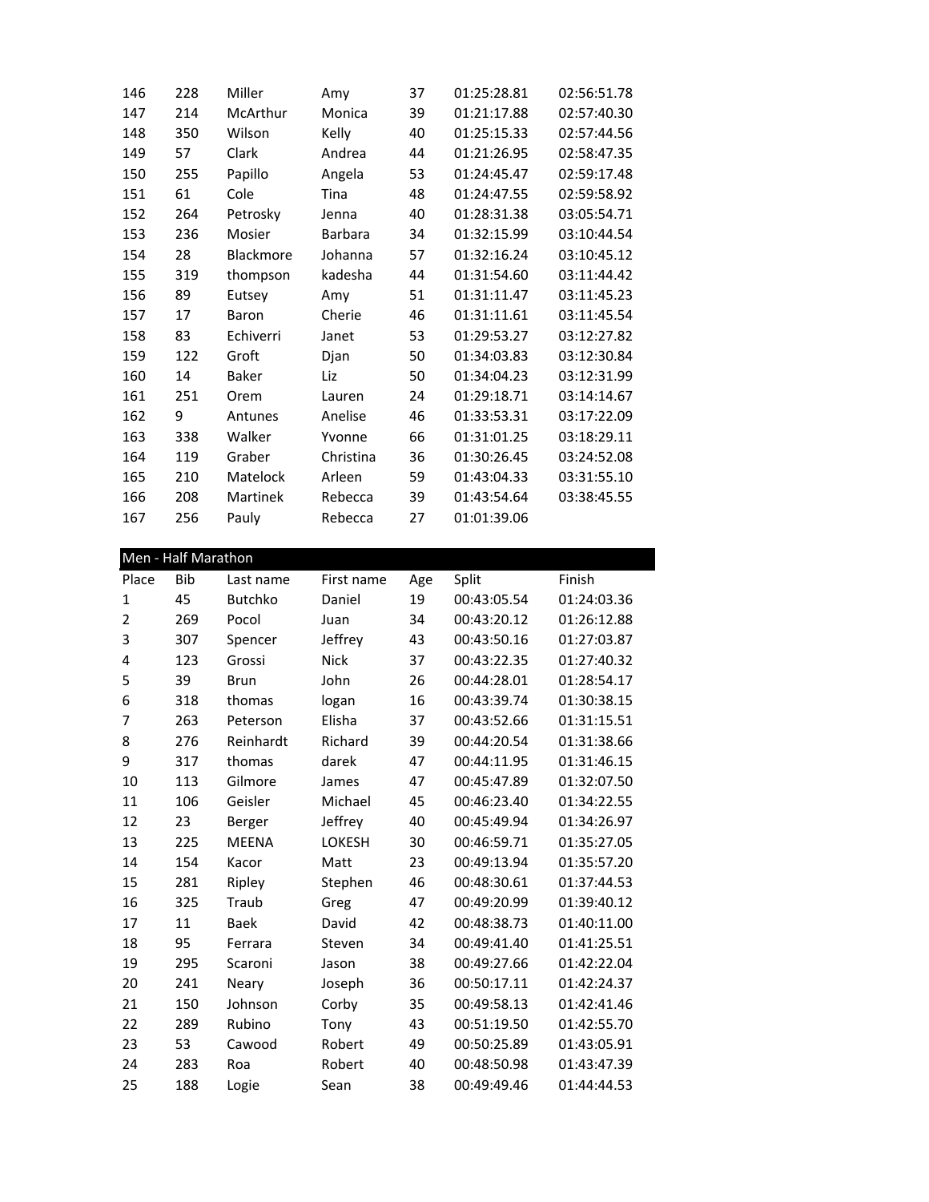| | | | | | | |
|---|---|---|---|---|---|---|
| 146 | 228 | Miller | Amy | 37 | 01:25:28.81 | 02:56:51.78 |
| 147 | 214 | McArthur | Monica | 39 | 01:21:17.88 | 02:57:40.30 |
| 148 | 350 | Wilson | Kelly | 40 | 01:25:15.33 | 02:57:44.56 |
| 149 | 57 | Clark | Andrea | 44 | 01:21:26.95 | 02:58:47.35 |
| 150 | 255 | Papillo | Angela | 53 | 01:24:45.47 | 02:59:17.48 |
| 151 | 61 | Cole | Tina | 48 | 01:24:47.55 | 02:59:58.92 |
| 152 | 264 | Petrosky | Jenna | 40 | 01:28:31.38 | 03:05:54.71 |
| 153 | 236 | Mosier | Barbara | 34 | 01:32:15.99 | 03:10:44.54 |
| 154 | 28 | Blackmore | Johanna | 57 | 01:32:16.24 | 03:10:45.12 |
| 155 | 319 | thompson | kadesha | 44 | 01:31:54.60 | 03:11:44.42 |
| 156 | 89 | Eutsey | Amy | 51 | 01:31:11.47 | 03:11:45.23 |
| 157 | 17 | Baron | Cherie | 46 | 01:31:11.61 | 03:11:45.54 |
| 158 | 83 | Echiverri | Janet | 53 | 01:29:53.27 | 03:12:27.82 |
| 159 | 122 | Groft | Djan | 50 | 01:34:03.83 | 03:12:30.84 |
| 160 | 14 | Baker | Liz | 50 | 01:34:04.23 | 03:12:31.99 |
| 161 | 251 | Orem | Lauren | 24 | 01:29:18.71 | 03:14:14.67 |
| 162 | 9 | Antunes | Anelise | 46 | 01:33:53.31 | 03:17:22.09 |
| 163 | 338 | Walker | Yvonne | 66 | 01:31:01.25 | 03:18:29.11 |
| 164 | 119 | Graber | Christina | 36 | 01:30:26.45 | 03:24:52.08 |
| 165 | 210 | Matelock | Arleen | 59 | 01:43:04.33 | 03:31:55.10 |
| 166 | 208 | Martinek | Rebecca | 39 | 01:43:54.64 | 03:38:45.55 |
| 167 | 256 | Pauly | Rebecca | 27 | 01:01:39.06 | |

## Men - Half Marathon

| Place | Bib | Last name | First name | Age | Split | Finish |
|---|---|---|---|---|---|---|
| 1 | 45 | Butchko | Daniel | 19 | 00:43:05.54 | 01:24:03.36 |
| 2 | 269 | Pocol | Juan | 34 | 00:43:20.12 | 01:26:12.88 |
| 3 | 307 | Spencer | Jeffrey | 43 | 00:43:50.16 | 01:27:03.87 |
| 4 | 123 | Grossi | Nick | 37 | 00:43:22.35 | 01:27:40.32 |
| 5 | 39 | Brun | John | 26 | 00:44:28.01 | 01:28:54.17 |
| 6 | 318 | thomas | logan | 16 | 00:43:39.74 | 01:30:38.15 |
| 7 | 263 | Peterson | Elisha | 37 | 00:43:52.66 | 01:31:15.51 |
| 8 | 276 | Reinhardt | Richard | 39 | 00:44:20.54 | 01:31:38.66 |
| 9 | 317 | thomas | darek | 47 | 00:44:11.95 | 01:31:46.15 |
| 10 | 113 | Gilmore | James | 47 | 00:45:47.89 | 01:32:07.50 |
| 11 | 106 | Geisler | Michael | 45 | 00:46:23.40 | 01:34:22.55 |
| 12 | 23 | Berger | Jeffrey | 40 | 00:45:49.94 | 01:34:26.97 |
| 13 | 225 | MEENA | LOKESH | 30 | 00:46:59.71 | 01:35:27.05 |
| 14 | 154 | Kacor | Matt | 23 | 00:49:13.94 | 01:35:57.20 |
| 15 | 281 | Ripley | Stephen | 46 | 00:48:30.61 | 01:37:44.53 |
| 16 | 325 | Traub | Greg | 47 | 00:49:20.99 | 01:39:40.12 |
| 17 | 11 | Baek | David | 42 | 00:48:38.73 | 01:40:11.00 |
| 18 | 95 | Ferrara | Steven | 34 | 00:49:41.40 | 01:41:25.51 |
| 19 | 295 | Scaroni | Jason | 38 | 00:49:27.66 | 01:42:22.04 |
| 20 | 241 | Neary | Joseph | 36 | 00:50:17.11 | 01:42:24.37 |
| 21 | 150 | Johnson | Corby | 35 | 00:49:58.13 | 01:42:41.46 |
| 22 | 289 | Rubino | Tony | 43 | 00:51:19.50 | 01:42:55.70 |
| 23 | 53 | Cawood | Robert | 49 | 00:50:25.89 | 01:43:05.91 |
| 24 | 283 | Roa | Robert | 40 | 00:48:50.98 | 01:43:47.39 |
| 25 | 188 | Logie | Sean | 38 | 00:49:49.46 | 01:44:44.53 |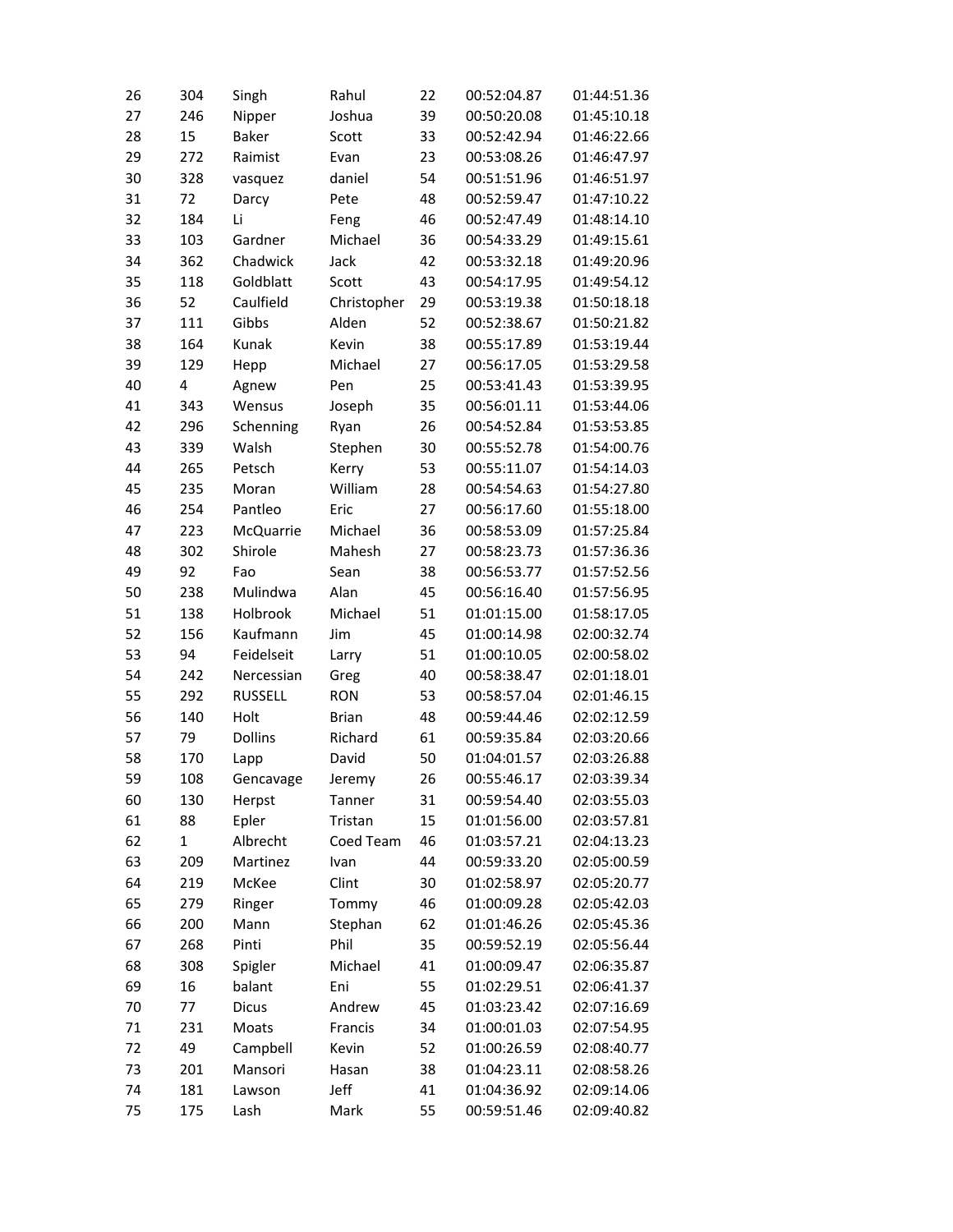| 26 | 304 | Singh | Rahul | 22 | 00:52:04.87 | 01:44:51.36 |
|---|---|---|---|---|---|---|
| 27 | 246 | Nipper | Joshua | 39 | 00:50:20.08 | 01:45:10.18 |
| 28 | 15 | Baker | Scott | 33 | 00:52:42.94 | 01:46:22.66 |
| 29 | 272 | Raimist | Evan | 23 | 00:53:08.26 | 01:46:47.97 |
| 30 | 328 | vasquez | daniel | 54 | 00:51:51.96 | 01:46:51.97 |
| 31 | 72 | Darcy | Pete | 48 | 00:52:59.47 | 01:47:10.22 |
| 32 | 184 | Li | Feng | 46 | 00:52:47.49 | 01:48:14.10 |
| 33 | 103 | Gardner | Michael | 36 | 00:54:33.29 | 01:49:15.61 |
| 34 | 362 | Chadwick | Jack | 42 | 00:53:32.18 | 01:49:20.96 |
| 35 | 118 | Goldblatt | Scott | 43 | 00:54:17.95 | 01:49:54.12 |
| 36 | 52 | Caulfield | Christopher | 29 | 00:53:19.38 | 01:50:18.18 |
| 37 | 111 | Gibbs | Alden | 52 | 00:52:38.67 | 01:50:21.82 |
| 38 | 164 | Kunak | Kevin | 38 | 00:55:17.89 | 01:53:19.44 |
| 39 | 129 | Hepp | Michael | 27 | 00:56:17.05 | 01:53:29.58 |
| 40 | 4 | Agnew | Pen | 25 | 00:53:41.43 | 01:53:39.95 |
| 41 | 343 | Wensus | Joseph | 35 | 00:56:01.11 | 01:53:44.06 |
| 42 | 296 | Schenning | Ryan | 26 | 00:54:52.84 | 01:53:53.85 |
| 43 | 339 | Walsh | Stephen | 30 | 00:55:52.78 | 01:54:00.76 |
| 44 | 265 | Petsch | Kerry | 53 | 00:55:11.07 | 01:54:14.03 |
| 45 | 235 | Moran | William | 28 | 00:54:54.63 | 01:54:27.80 |
| 46 | 254 | Pantleo | Eric | 27 | 00:56:17.60 | 01:55:18.00 |
| 47 | 223 | McQuarrie | Michael | 36 | 00:58:53.09 | 01:57:25.84 |
| 48 | 302 | Shirole | Mahesh | 27 | 00:58:23.73 | 01:57:36.36 |
| 49 | 92 | Fao | Sean | 38 | 00:56:53.77 | 01:57:52.56 |
| 50 | 238 | Mulindwa | Alan | 45 | 00:56:16.40 | 01:57:56.95 |
| 51 | 138 | Holbrook | Michael | 51 | 01:01:15.00 | 01:58:17.05 |
| 52 | 156 | Kaufmann | Jim | 45 | 01:00:14.98 | 02:00:32.74 |
| 53 | 94 | Feidelseit | Larry | 51 | 01:00:10.05 | 02:00:58.02 |
| 54 | 242 | Nercessian | Greg | 40 | 00:58:38.47 | 02:01:18.01 |
| 55 | 292 | RUSSELL | RON | 53 | 00:58:57.04 | 02:01:46.15 |
| 56 | 140 | Holt | Brian | 48 | 00:59:44.46 | 02:02:12.59 |
| 57 | 79 | Dollins | Richard | 61 | 00:59:35.84 | 02:03:20.66 |
| 58 | 170 | Lapp | David | 50 | 01:04:01.57 | 02:03:26.88 |
| 59 | 108 | Gencavage | Jeremy | 26 | 00:55:46.17 | 02:03:39.34 |
| 60 | 130 | Herpst | Tanner | 31 | 00:59:54.40 | 02:03:55.03 |
| 61 | 88 | Epler | Tristan | 15 | 01:01:56.00 | 02:03:57.81 |
| 62 | 1 | Albrecht | Coed Team | 46 | 01:03:57.21 | 02:04:13.23 |
| 63 | 209 | Martinez | Ivan | 44 | 00:59:33.20 | 02:05:00.59 |
| 64 | 219 | McKee | Clint | 30 | 01:02:58.97 | 02:05:20.77 |
| 65 | 279 | Ringer | Tommy | 46 | 01:00:09.28 | 02:05:42.03 |
| 66 | 200 | Mann | Stephan | 62 | 01:01:46.26 | 02:05:45.36 |
| 67 | 268 | Pinti | Phil | 35 | 00:59:52.19 | 02:05:56.44 |
| 68 | 308 | Spigler | Michael | 41 | 01:00:09.47 | 02:06:35.87 |
| 69 | 16 | balant | Eni | 55 | 01:02:29.51 | 02:06:41.37 |
| 70 | 77 | Dicus | Andrew | 45 | 01:03:23.42 | 02:07:16.69 |
| 71 | 231 | Moats | Francis | 34 | 01:00:01.03 | 02:07:54.95 |
| 72 | 49 | Campbell | Kevin | 52 | 01:00:26.59 | 02:08:40.77 |
| 73 | 201 | Mansori | Hasan | 38 | 01:04:23.11 | 02:08:58.26 |
| 74 | 181 | Lawson | Jeff | 41 | 01:04:36.92 | 02:09:14.06 |
| 75 | 175 | Lash | Mark | 55 | 00:59:51.46 | 02:09:40.82 |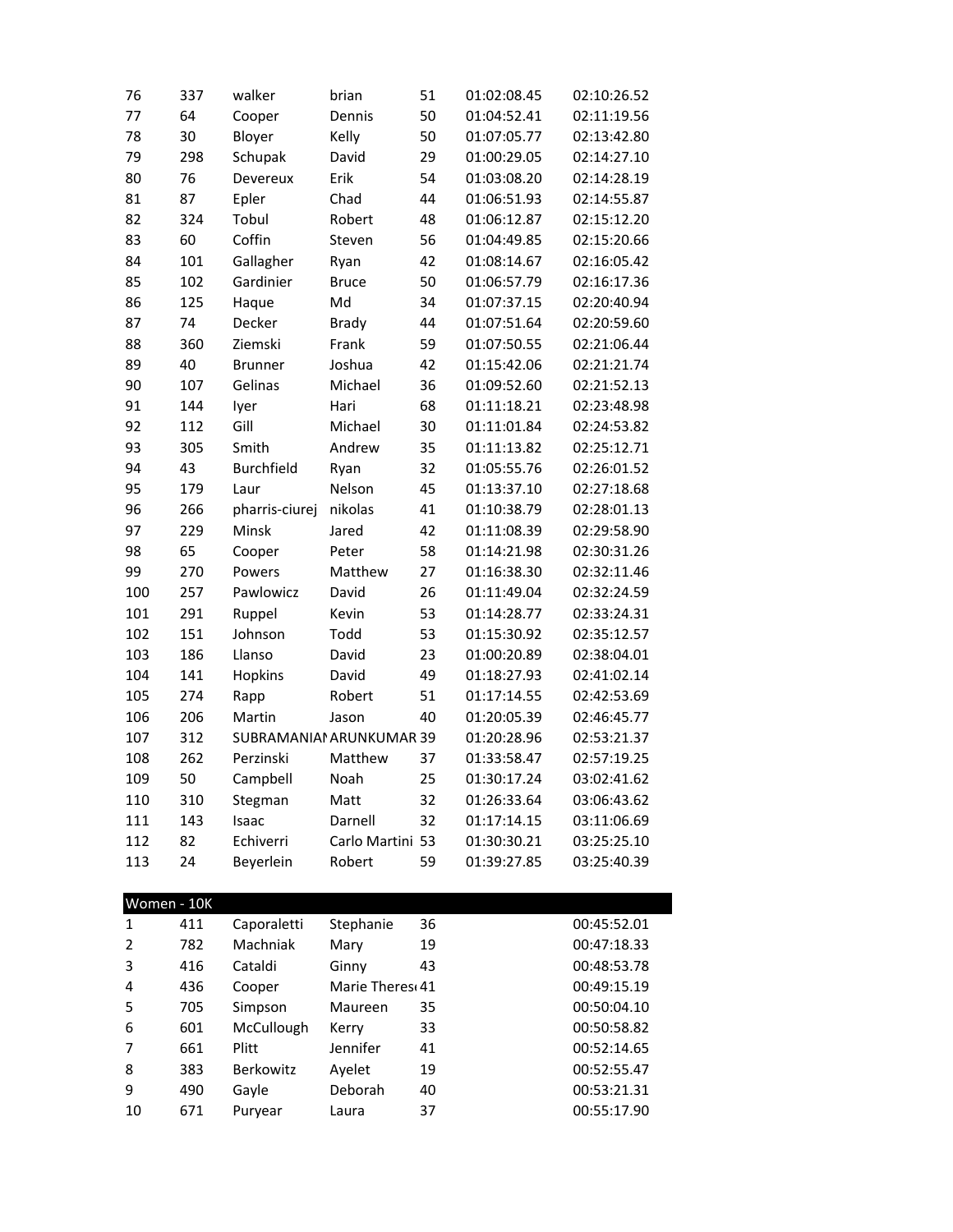| | | | | | | |
|---|---|---|---|---|---|---|
| 76 | 337 | walker | brian | 51 | 01:02:08.45 | 02:10:26.52 |
| 77 | 64 | Cooper | Dennis | 50 | 01:04:52.41 | 02:11:19.56 |
| 78 | 30 | Bloyer | Kelly | 50 | 01:07:05.77 | 02:13:42.80 |
| 79 | 298 | Schupak | David | 29 | 01:00:29.05 | 02:14:27.10 |
| 80 | 76 | Devereux | Erik | 54 | 01:03:08.20 | 02:14:28.19 |
| 81 | 87 | Epler | Chad | 44 | 01:06:51.93 | 02:14:55.87 |
| 82 | 324 | Tobul | Robert | 48 | 01:06:12.87 | 02:15:12.20 |
| 83 | 60 | Coffin | Steven | 56 | 01:04:49.85 | 02:15:20.66 |
| 84 | 101 | Gallagher | Ryan | 42 | 01:08:14.67 | 02:16:05.42 |
| 85 | 102 | Gardinier | Bruce | 50 | 01:06:57.79 | 02:16:17.36 |
| 86 | 125 | Haque | Md | 34 | 01:07:37.15 | 02:20:40.94 |
| 87 | 74 | Decker | Brady | 44 | 01:07:51.64 | 02:20:59.60 |
| 88 | 360 | Ziemski | Frank | 59 | 01:07:50.55 | 02:21:06.44 |
| 89 | 40 | Brunner | Joshua | 42 | 01:15:42.06 | 02:21:21.74 |
| 90 | 107 | Gelinas | Michael | 36 | 01:09:52.60 | 02:21:52.13 |
| 91 | 144 | Iyer | Hari | 68 | 01:11:18.21 | 02:23:48.98 |
| 92 | 112 | Gill | Michael | 30 | 01:11:01.84 | 02:24:53.82 |
| 93 | 305 | Smith | Andrew | 35 | 01:11:13.82 | 02:25:12.71 |
| 94 | 43 | Burchfield | Ryan | 32 | 01:05:55.76 | 02:26:01.52 |
| 95 | 179 | Laur | Nelson | 45 | 01:13:37.10 | 02:27:18.68 |
| 96 | 266 | pharris-ciurej | nikolas | 41 | 01:10:38.79 | 02:28:01.13 |
| 97 | 229 | Minsk | Jared | 42 | 01:11:08.39 | 02:29:58.90 |
| 98 | 65 | Cooper | Peter | 58 | 01:14:21.98 | 02:30:31.26 |
| 99 | 270 | Powers | Matthew | 27 | 01:16:38.30 | 02:32:11.46 |
| 100 | 257 | Pawlowicz | David | 26 | 01:11:49.04 | 02:32:24.59 |
| 101 | 291 | Ruppel | Kevin | 53 | 01:14:28.77 | 02:33:24.31 |
| 102 | 151 | Johnson | Todd | 53 | 01:15:30.92 | 02:35:12.57 |
| 103 | 186 | Llanso | David | 23 | 01:00:20.89 | 02:38:04.01 |
| 104 | 141 | Hopkins | David | 49 | 01:18:27.93 | 02:41:02.14 |
| 105 | 274 | Rapp | Robert | 51 | 01:17:14.55 | 02:42:53.69 |
| 106 | 206 | Martin | Jason | 40 | 01:20:05.39 | 02:46:45.77 |
| 107 | 312 | SUBRAMANIAN | ARUNKUMAR | 39 | 01:20:28.96 | 02:53:21.37 |
| 108 | 262 | Perzinski | Matthew | 37 | 01:33:58.47 | 02:57:19.25 |
| 109 | 50 | Campbell | Noah | 25 | 01:30:17.24 | 03:02:41.62 |
| 110 | 310 | Stegman | Matt | 32 | 01:26:33.64 | 03:06:43.62 |
| 111 | 143 | Isaac | Darnell | 32 | 01:17:14.15 | 03:11:06.69 |
| 112 | 82 | Echiverri | Carlo Martini | 53 | 01:30:30.21 | 03:25:25.10 |
| 113 | 24 | Beyerlein | Robert | 59 | 01:39:27.85 | 03:25:40.39 |

| Women - 10K | | | | | | |
|---|---|---|---|---|---|---|
| 1 | 411 | Caporaletti | Stephanie | 36 | | 00:45:52.01 |
| 2 | 782 | Machniak | Mary | 19 | | 00:47:18.33 |
| 3 | 416 | Cataldi | Ginny | 43 | | 00:48:53.78 |
| 4 | 436 | Cooper | Marie Therese | 41 | | 00:49:15.19 |
| 5 | 705 | Simpson | Maureen | 35 | | 00:50:04.10 |
| 6 | 601 | McCullough | Kerry | 33 | | 00:50:58.82 |
| 7 | 661 | Plitt | Jennifer | 41 | | 00:52:14.65 |
| 8 | 383 | Berkowitz | Ayelet | 19 | | 00:52:55.47 |
| 9 | 490 | Gayle | Deborah | 40 | | 00:53:21.31 |
| 10 | 671 | Puryear | Laura | 37 | | 00:55:17.90 |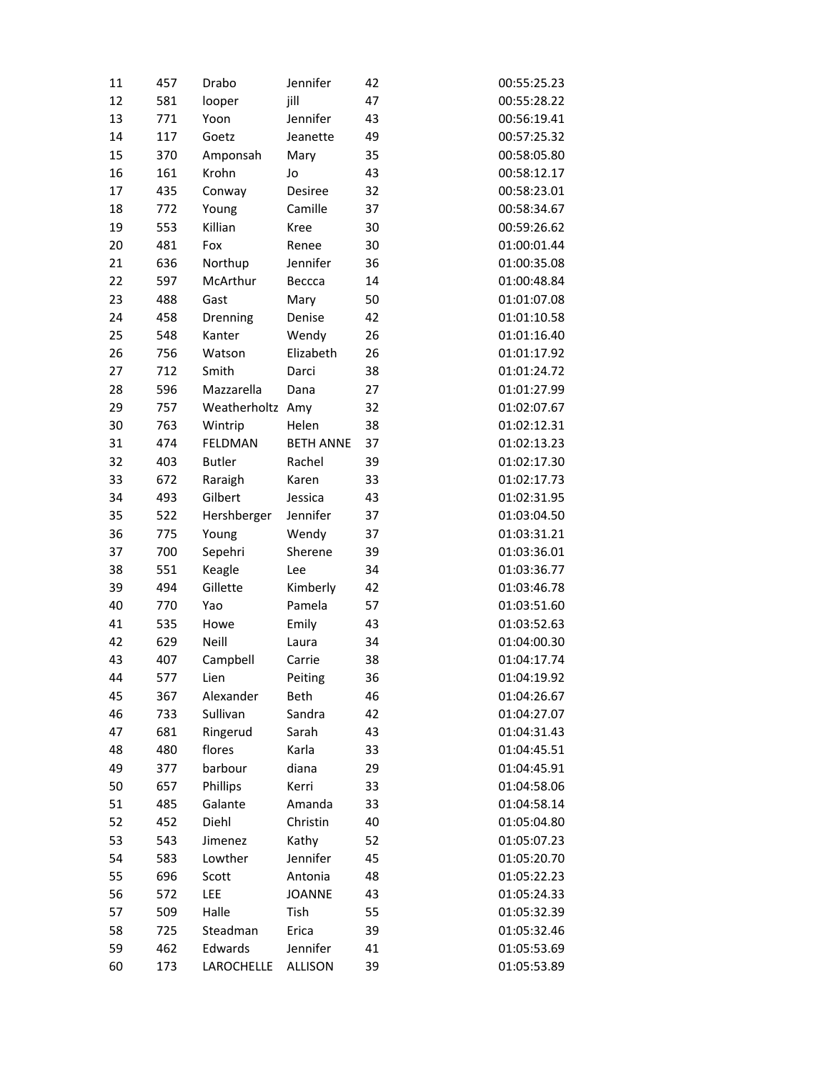| | | | | | |
|---|---|---|---|---|---|
| 11 | 457 | Drabo | Jennifer | 42 | 00:55:25.23 |
| 12 | 581 | looper | jill | 47 | 00:55:28.22 |
| 13 | 771 | Yoon | Jennifer | 43 | 00:56:19.41 |
| 14 | 117 | Goetz | Jeanette | 49 | 00:57:25.32 |
| 15 | 370 | Amponsah | Mary | 35 | 00:58:05.80 |
| 16 | 161 | Krohn | Jo | 43 | 00:58:12.17 |
| 17 | 435 | Conway | Desiree | 32 | 00:58:23.01 |
| 18 | 772 | Young | Camille | 37 | 00:58:34.67 |
| 19 | 553 | Killian | Kree | 30 | 00:59:26.62 |
| 20 | 481 | Fox | Renee | 30 | 01:00:01.44 |
| 21 | 636 | Northup | Jennifer | 36 | 01:00:35.08 |
| 22 | 597 | McArthur | Beccca | 14 | 01:00:48.84 |
| 23 | 488 | Gast | Mary | 50 | 01:01:07.08 |
| 24 | 458 | Drenning | Denise | 42 | 01:01:10.58 |
| 25 | 548 | Kanter | Wendy | 26 | 01:01:16.40 |
| 26 | 756 | Watson | Elizabeth | 26 | 01:01:17.92 |
| 27 | 712 | Smith | Darci | 38 | 01:01:24.72 |
| 28 | 596 | Mazzarella | Dana | 27 | 01:01:27.99 |
| 29 | 757 | Weatherholtz | Amy | 32 | 01:02:07.67 |
| 30 | 763 | Wintrip | Helen | 38 | 01:02:12.31 |
| 31 | 474 | FELDMAN | BETH ANNE | 37 | 01:02:13.23 |
| 32 | 403 | Butler | Rachel | 39 | 01:02:17.30 |
| 33 | 672 | Raraigh | Karen | 33 | 01:02:17.73 |
| 34 | 493 | Gilbert | Jessica | 43 | 01:02:31.95 |
| 35 | 522 | Hershberger | Jennifer | 37 | 01:03:04.50 |
| 36 | 775 | Young | Wendy | 37 | 01:03:31.21 |
| 37 | 700 | Sepehri | Sherene | 39 | 01:03:36.01 |
| 38 | 551 | Keagle | Lee | 34 | 01:03:36.77 |
| 39 | 494 | Gillette | Kimberly | 42 | 01:03:46.78 |
| 40 | 770 | Yao | Pamela | 57 | 01:03:51.60 |
| 41 | 535 | Howe | Emily | 43 | 01:03:52.63 |
| 42 | 629 | Neill | Laura | 34 | 01:04:00.30 |
| 43 | 407 | Campbell | Carrie | 38 | 01:04:17.74 |
| 44 | 577 | Lien | Peiting | 36 | 01:04:19.92 |
| 45 | 367 | Alexander | Beth | 46 | 01:04:26.67 |
| 46 | 733 | Sullivan | Sandra | 42 | 01:04:27.07 |
| 47 | 681 | Ringerud | Sarah | 43 | 01:04:31.43 |
| 48 | 480 | flores | Karla | 33 | 01:04:45.51 |
| 49 | 377 | barbour | diana | 29 | 01:04:45.91 |
| 50 | 657 | Phillips | Kerri | 33 | 01:04:58.06 |
| 51 | 485 | Galante | Amanda | 33 | 01:04:58.14 |
| 52 | 452 | Diehl | Christin | 40 | 01:05:04.80 |
| 53 | 543 | Jimenez | Kathy | 52 | 01:05:07.23 |
| 54 | 583 | Lowther | Jennifer | 45 | 01:05:20.70 |
| 55 | 696 | Scott | Antonia | 48 | 01:05:22.23 |
| 56 | 572 | LEE | JOANNE | 43 | 01:05:24.33 |
| 57 | 509 | Halle | Tish | 55 | 01:05:32.39 |
| 58 | 725 | Steadman | Erica | 39 | 01:05:32.46 |
| 59 | 462 | Edwards | Jennifer | 41 | 01:05:53.69 |
| 60 | 173 | LAROCHELLE | ALLISON | 39 | 01:05:53.89 |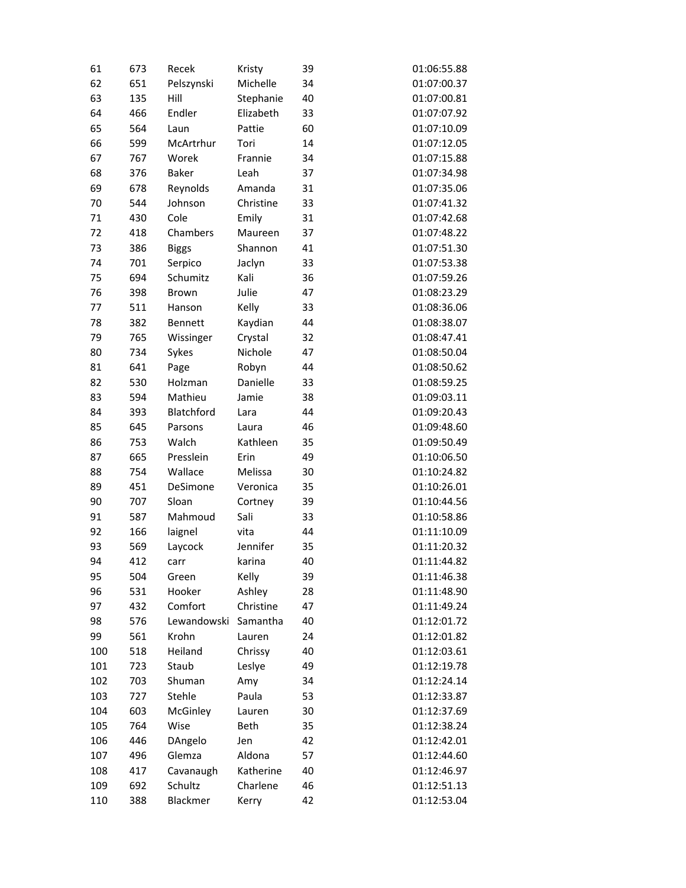| | | | | | |
|---|---|---|---|---|---|
| 61 | 673 | Recek | Kristy | 39 | 01:06:55.88 |
| 62 | 651 | Pelszynski | Michelle | 34 | 01:07:00.37 |
| 63 | 135 | Hill | Stephanie | 40 | 01:07:00.81 |
| 64 | 466 | Endler | Elizabeth | 33 | 01:07:07.92 |
| 65 | 564 | Laun | Pattie | 60 | 01:07:10.09 |
| 66 | 599 | McArtrhur | Tori | 14 | 01:07:12.05 |
| 67 | 767 | Worek | Frannie | 34 | 01:07:15.88 |
| 68 | 376 | Baker | Leah | 37 | 01:07:34.98 |
| 69 | 678 | Reynolds | Amanda | 31 | 01:07:35.06 |
| 70 | 544 | Johnson | Christine | 33 | 01:07:41.32 |
| 71 | 430 | Cole | Emily | 31 | 01:07:42.68 |
| 72 | 418 | Chambers | Maureen | 37 | 01:07:48.22 |
| 73 | 386 | Biggs | Shannon | 41 | 01:07:51.30 |
| 74 | 701 | Serpico | Jaclyn | 33 | 01:07:53.38 |
| 75 | 694 | Schumitz | Kali | 36 | 01:07:59.26 |
| 76 | 398 | Brown | Julie | 47 | 01:08:23.29 |
| 77 | 511 | Hanson | Kelly | 33 | 01:08:36.06 |
| 78 | 382 | Bennett | Kaydian | 44 | 01:08:38.07 |
| 79 | 765 | Wissinger | Crystal | 32 | 01:08:47.41 |
| 80 | 734 | Sykes | Nichole | 47 | 01:08:50.04 |
| 81 | 641 | Page | Robyn | 44 | 01:08:50.62 |
| 82 | 530 | Holzman | Danielle | 33 | 01:08:59.25 |
| 83 | 594 | Mathieu | Jamie | 38 | 01:09:03.11 |
| 84 | 393 | Blatchford | Lara | 44 | 01:09:20.43 |
| 85 | 645 | Parsons | Laura | 46 | 01:09:48.60 |
| 86 | 753 | Walch | Kathleen | 35 | 01:09:50.49 |
| 87 | 665 | Presslein | Erin | 49 | 01:10:06.50 |
| 88 | 754 | Wallace | Melissa | 30 | 01:10:24.82 |
| 89 | 451 | DeSimone | Veronica | 35 | 01:10:26.01 |
| 90 | 707 | Sloan | Cortney | 39 | 01:10:44.56 |
| 91 | 587 | Mahmoud | Sali | 33 | 01:10:58.86 |
| 92 | 166 | laignel | vita | 44 | 01:11:10.09 |
| 93 | 569 | Laycock | Jennifer | 35 | 01:11:20.32 |
| 94 | 412 | carr | karina | 40 | 01:11:44.82 |
| 95 | 504 | Green | Kelly | 39 | 01:11:46.38 |
| 96 | 531 | Hooker | Ashley | 28 | 01:11:48.90 |
| 97 | 432 | Comfort | Christine | 47 | 01:11:49.24 |
| 98 | 576 | Lewandowski | Samantha | 40 | 01:12:01.72 |
| 99 | 561 | Krohn | Lauren | 24 | 01:12:01.82 |
| 100 | 518 | Heiland | Chrissy | 40 | 01:12:03.61 |
| 101 | 723 | Staub | Leslye | 49 | 01:12:19.78 |
| 102 | 703 | Shuman | Amy | 34 | 01:12:24.14 |
| 103 | 727 | Stehle | Paula | 53 | 01:12:33.87 |
| 104 | 603 | McGinley | Lauren | 30 | 01:12:37.69 |
| 105 | 764 | Wise | Beth | 35 | 01:12:38.24 |
| 106 | 446 | DAngelo | Jen | 42 | 01:12:42.01 |
| 107 | 496 | Glemza | Aldona | 57 | 01:12:44.60 |
| 108 | 417 | Cavanaugh | Katherine | 40 | 01:12:46.97 |
| 109 | 692 | Schultz | Charlene | 46 | 01:12:51.13 |
| 110 | 388 | Blackmer | Kerry | 42 | 01:12:53.04 |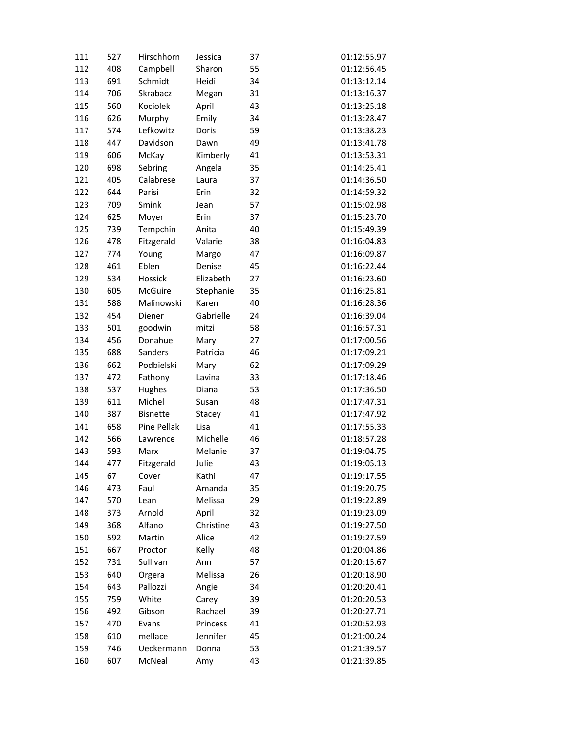| | | | | | |
|---|---|---|---|---|---|
| 111 | 527 | Hirschhorn | Jessica | 37 | 01:12:55.97 |
| 112 | 408 | Campbell | Sharon | 55 | 01:12:56.45 |
| 113 | 691 | Schmidt | Heidi | 34 | 01:13:12.14 |
| 114 | 706 | Skrabacz | Megan | 31 | 01:13:16.37 |
| 115 | 560 | Kociolek | April | 43 | 01:13:25.18 |
| 116 | 626 | Murphy | Emily | 34 | 01:13:28.47 |
| 117 | 574 | Lefkowitz | Doris | 59 | 01:13:38.23 |
| 118 | 447 | Davidson | Dawn | 49 | 01:13:41.78 |
| 119 | 606 | McKay | Kimberly | 41 | 01:13:53.31 |
| 120 | 698 | Sebring | Angela | 35 | 01:14:25.41 |
| 121 | 405 | Calabrese | Laura | 37 | 01:14:36.50 |
| 122 | 644 | Parisi | Erin | 32 | 01:14:59.32 |
| 123 | 709 | Smink | Jean | 57 | 01:15:02.98 |
| 124 | 625 | Moyer | Erin | 37 | 01:15:23.70 |
| 125 | 739 | Tempchin | Anita | 40 | 01:15:49.39 |
| 126 | 478 | Fitzgerald | Valarie | 38 | 01:16:04.83 |
| 127 | 774 | Young | Margo | 47 | 01:16:09.87 |
| 128 | 461 | Eblen | Denise | 45 | 01:16:22.44 |
| 129 | 534 | Hossick | Elizabeth | 27 | 01:16:23.60 |
| 130 | 605 | McGuire | Stephanie | 35 | 01:16:25.81 |
| 131 | 588 | Malinowski | Karen | 40 | 01:16:28.36 |
| 132 | 454 | Diener | Gabrielle | 24 | 01:16:39.04 |
| 133 | 501 | goodwin | mitzi | 58 | 01:16:57.31 |
| 134 | 456 | Donahue | Mary | 27 | 01:17:00.56 |
| 135 | 688 | Sanders | Patricia | 46 | 01:17:09.21 |
| 136 | 662 | Podbielski | Mary | 62 | 01:17:09.29 |
| 137 | 472 | Fathony | Lavina | 33 | 01:17:18.46 |
| 138 | 537 | Hughes | Diana | 53 | 01:17:36.50 |
| 139 | 611 | Michel | Susan | 48 | 01:17:47.31 |
| 140 | 387 | Bisnette | Stacey | 41 | 01:17:47.92 |
| 141 | 658 | Pine Pellak | Lisa | 41 | 01:17:55.33 |
| 142 | 566 | Lawrence | Michelle | 46 | 01:18:57.28 |
| 143 | 593 | Marx | Melanie | 37 | 01:19:04.75 |
| 144 | 477 | Fitzgerald | Julie | 43 | 01:19:05.13 |
| 145 | 67 | Cover | Kathi | 47 | 01:19:17.55 |
| 146 | 473 | Faul | Amanda | 35 | 01:19:20.75 |
| 147 | 570 | Lean | Melissa | 29 | 01:19:22.89 |
| 148 | 373 | Arnold | April | 32 | 01:19:23.09 |
| 149 | 368 | Alfano | Christine | 43 | 01:19:27.50 |
| 150 | 592 | Martin | Alice | 42 | 01:19:27.59 |
| 151 | 667 | Proctor | Kelly | 48 | 01:20:04.86 |
| 152 | 731 | Sullivan | Ann | 57 | 01:20:15.67 |
| 153 | 640 | Orgera | Melissa | 26 | 01:20:18.90 |
| 154 | 643 | Pallozzi | Angie | 34 | 01:20:20.41 |
| 155 | 759 | White | Carey | 39 | 01:20:20.53 |
| 156 | 492 | Gibson | Rachael | 39 | 01:20:27.71 |
| 157 | 470 | Evans | Princess | 41 | 01:20:52.93 |
| 158 | 610 | mellace | Jennifer | 45 | 01:21:00.24 |
| 159 | 746 | Ueckermann | Donna | 53 | 01:21:39.57 |
| 160 | 607 | McNeal | Amy | 43 | 01:21:39.85 |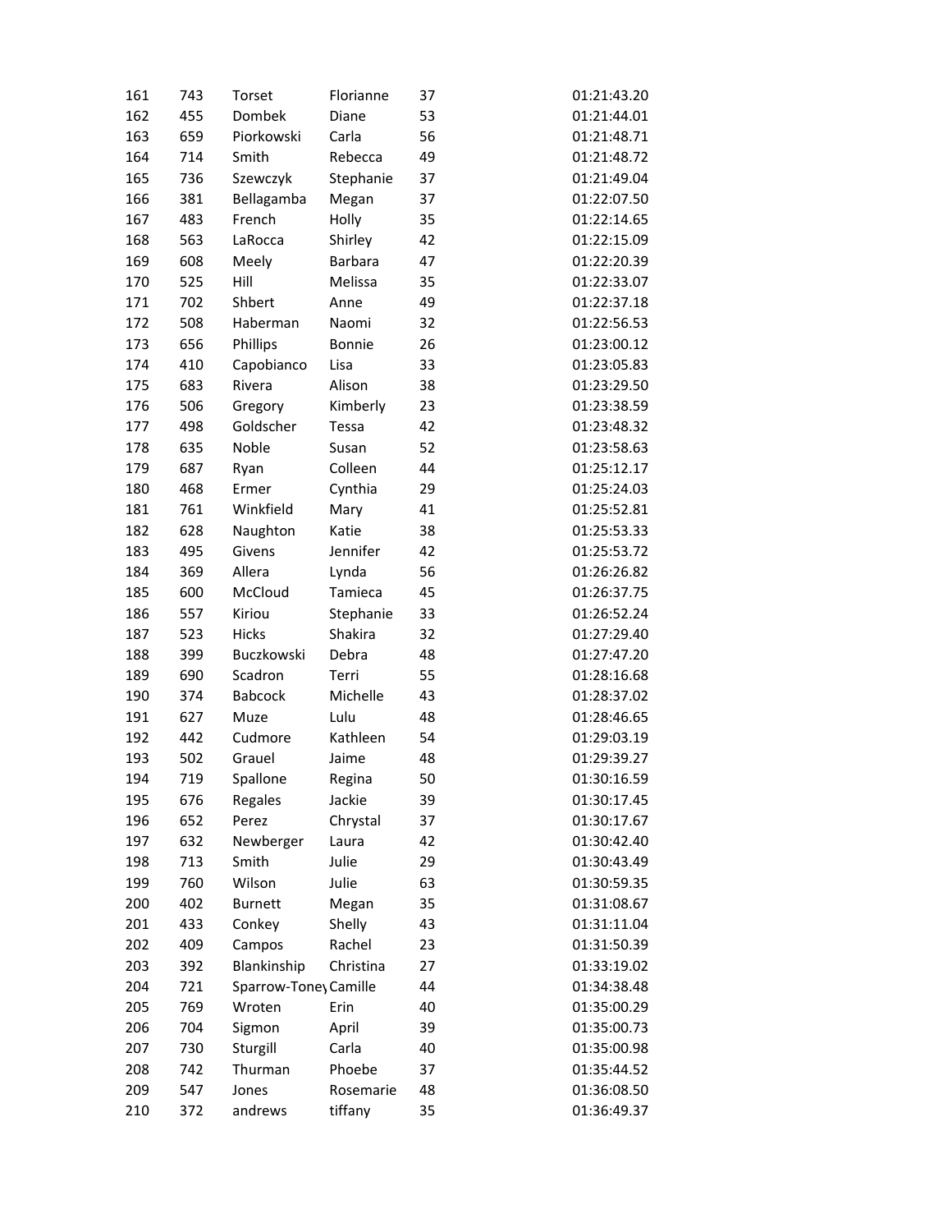| | | | | | |
|---|---|---|---|---|---|
| 161 | 743 | Torset | Florianne | 37 | 01:21:43.20 |
| 162 | 455 | Dombek | Diane | 53 | 01:21:44.01 |
| 163 | 659 | Piorkowski | Carla | 56 | 01:21:48.71 |
| 164 | 714 | Smith | Rebecca | 49 | 01:21:48.72 |
| 165 | 736 | Szewczyk | Stephanie | 37 | 01:21:49.04 |
| 166 | 381 | Bellagamba | Megan | 37 | 01:22:07.50 |
| 167 | 483 | French | Holly | 35 | 01:22:14.65 |
| 168 | 563 | LaRocca | Shirley | 42 | 01:22:15.09 |
| 169 | 608 | Meely | Barbara | 47 | 01:22:20.39 |
| 170 | 525 | Hill | Melissa | 35 | 01:22:33.07 |
| 171 | 702 | Shbert | Anne | 49 | 01:22:37.18 |
| 172 | 508 | Haberman | Naomi | 32 | 01:22:56.53 |
| 173 | 656 | Phillips | Bonnie | 26 | 01:23:00.12 |
| 174 | 410 | Capobianco | Lisa | 33 | 01:23:05.83 |
| 175 | 683 | Rivera | Alison | 38 | 01:23:29.50 |
| 176 | 506 | Gregory | Kimberly | 23 | 01:23:38.59 |
| 177 | 498 | Goldscher | Tessa | 42 | 01:23:48.32 |
| 178 | 635 | Noble | Susan | 52 | 01:23:58.63 |
| 179 | 687 | Ryan | Colleen | 44 | 01:25:12.17 |
| 180 | 468 | Ermer | Cynthia | 29 | 01:25:24.03 |
| 181 | 761 | Winkfield | Mary | 41 | 01:25:52.81 |
| 182 | 628 | Naughton | Katie | 38 | 01:25:53.33 |
| 183 | 495 | Givens | Jennifer | 42 | 01:25:53.72 |
| 184 | 369 | Allera | Lynda | 56 | 01:26:26.82 |
| 185 | 600 | McCloud | Tamieca | 45 | 01:26:37.75 |
| 186 | 557 | Kiriou | Stephanie | 33 | 01:26:52.24 |
| 187 | 523 | Hicks | Shakira | 32 | 01:27:29.40 |
| 188 | 399 | Buczkowski | Debra | 48 | 01:27:47.20 |
| 189 | 690 | Scadron | Terri | 55 | 01:28:16.68 |
| 190 | 374 | Babcock | Michelle | 43 | 01:28:37.02 |
| 191 | 627 | Muze | Lulu | 48 | 01:28:46.65 |
| 192 | 442 | Cudmore | Kathleen | 54 | 01:29:03.19 |
| 193 | 502 | Grauel | Jaime | 48 | 01:29:39.27 |
| 194 | 719 | Spallone | Regina | 50 | 01:30:16.59 |
| 195 | 676 | Regales | Jackie | 39 | 01:30:17.45 |
| 196 | 652 | Perez | Chrystal | 37 | 01:30:17.67 |
| 197 | 632 | Newberger | Laura | 42 | 01:30:42.40 |
| 198 | 713 | Smith | Julie | 29 | 01:30:43.49 |
| 199 | 760 | Wilson | Julie | 63 | 01:30:59.35 |
| 200 | 402 | Burnett | Megan | 35 | 01:31:08.67 |
| 201 | 433 | Conkey | Shelly | 43 | 01:31:11.04 |
| 202 | 409 | Campos | Rachel | 23 | 01:31:50.39 |
| 203 | 392 | Blankinship | Christina | 27 | 01:33:19.02 |
| 204 | 721 | Sparrow-Toney | Camille | 44 | 01:34:38.48 |
| 205 | 769 | Wroten | Erin | 40 | 01:35:00.29 |
| 206 | 704 | Sigmon | April | 39 | 01:35:00.73 |
| 207 | 730 | Sturgill | Carla | 40 | 01:35:00.98 |
| 208 | 742 | Thurman | Phoebe | 37 | 01:35:44.52 |
| 209 | 547 | Jones | Rosemarie | 48 | 01:36:08.50 |
| 210 | 372 | andrews | tiffany | 35 | 01:36:49.37 |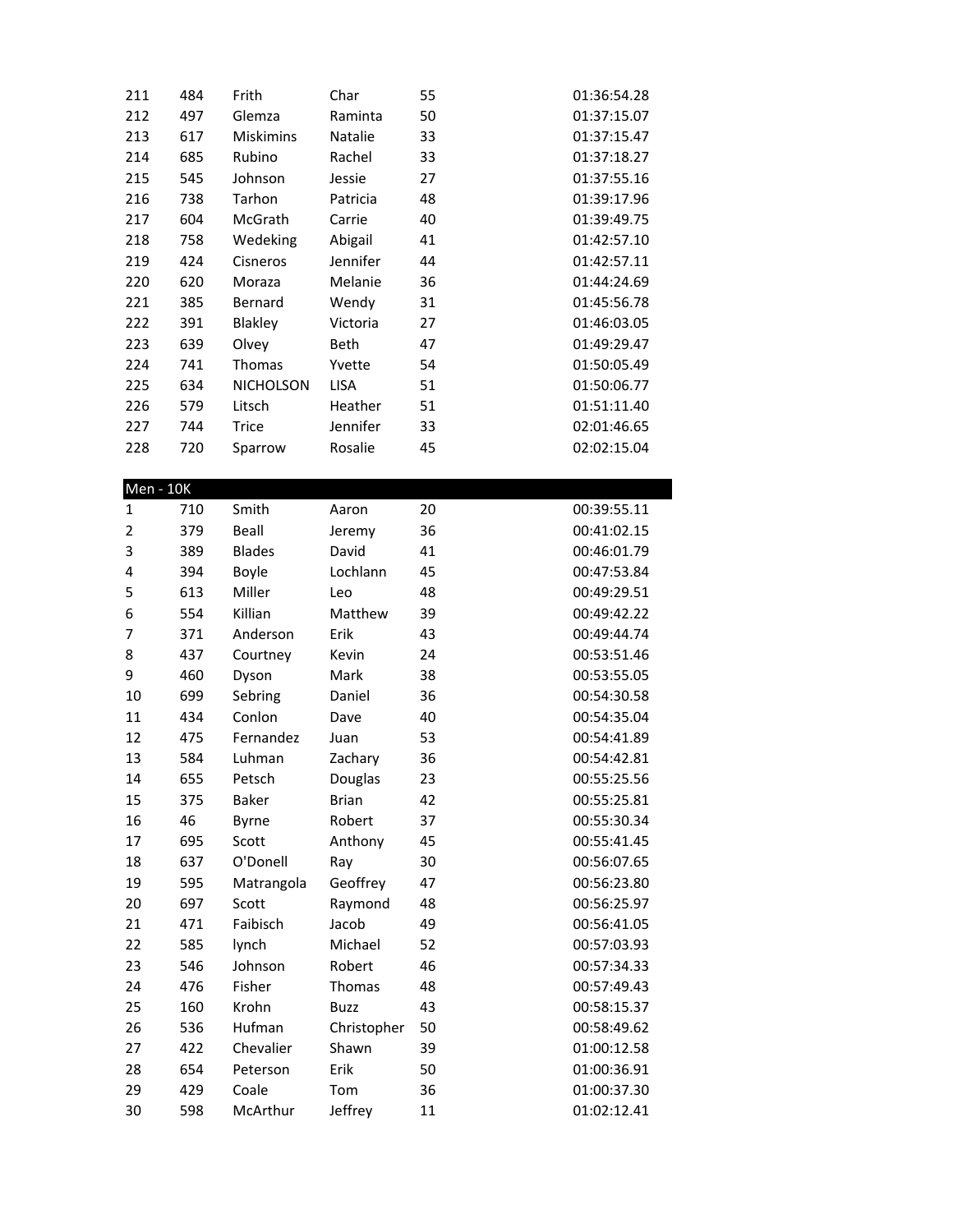| | | | | | |
|---|---|---|---|---|---|
| 211 | 484 | Frith | Char | 55 | 01:36:54.28 |
| 212 | 497 | Glemza | Raminta | 50 | 01:37:15.07 |
| 213 | 617 | Miskimins | Natalie | 33 | 01:37:15.47 |
| 214 | 685 | Rubino | Rachel | 33 | 01:37:18.27 |
| 215 | 545 | Johnson | Jessie | 27 | 01:37:55.16 |
| 216 | 738 | Tarhon | Patricia | 48 | 01:39:17.96 |
| 217 | 604 | McGrath | Carrie | 40 | 01:39:49.75 |
| 218 | 758 | Wedeking | Abigail | 41 | 01:42:57.10 |
| 219 | 424 | Cisneros | Jennifer | 44 | 01:42:57.11 |
| 220 | 620 | Moraza | Melanie | 36 | 01:44:24.69 |
| 221 | 385 | Bernard | Wendy | 31 | 01:45:56.78 |
| 222 | 391 | Blakley | Victoria | 27 | 01:46:03.05 |
| 223 | 639 | Olvey | Beth | 47 | 01:49:29.47 |
| 224 | 741 | Thomas | Yvette | 54 | 01:50:05.49 |
| 225 | 634 | NICHOLSON | LISA | 51 | 01:50:06.77 |
| 226 | 579 | Litsch | Heather | 51 | 01:51:11.40 |
| 227 | 744 | Trice | Jennifer | 33 | 02:01:46.65 |
| 228 | 720 | Sparrow | Rosalie | 45 | 02:02:15.04 |

| Men - 10K | | | | | |
|---|---|---|---|---|---|
| 1 | 710 | Smith | Aaron | 20 | 00:39:55.11 |
| 2 | 379 | Beall | Jeremy | 36 | 00:41:02.15 |
| 3 | 389 | Blades | David | 41 | 00:46:01.79 |
| 4 | 394 | Boyle | Lochlann | 45 | 00:47:53.84 |
| 5 | 613 | Miller | Leo | 48 | 00:49:29.51 |
| 6 | 554 | Killian | Matthew | 39 | 00:49:42.22 |
| 7 | 371 | Anderson | Erik | 43 | 00:49:44.74 |
| 8 | 437 | Courtney | Kevin | 24 | 00:53:51.46 |
| 9 | 460 | Dyson | Mark | 38 | 00:53:55.05 |
| 10 | 699 | Sebring | Daniel | 36 | 00:54:30.58 |
| 11 | 434 | Conlon | Dave | 40 | 00:54:35.04 |
| 12 | 475 | Fernandez | Juan | 53 | 00:54:41.89 |
| 13 | 584 | Luhman | Zachary | 36 | 00:54:42.81 |
| 14 | 655 | Petsch | Douglas | 23 | 00:55:25.56 |
| 15 | 375 | Baker | Brian | 42 | 00:55:25.81 |
| 16 | 46 | Byrne | Robert | 37 | 00:55:30.34 |
| 17 | 695 | Scott | Anthony | 45 | 00:55:41.45 |
| 18 | 637 | O'Donell | Ray | 30 | 00:56:07.65 |
| 19 | 595 | Matrangola | Geoffrey | 47 | 00:56:23.80 |
| 20 | 697 | Scott | Raymond | 48 | 00:56:25.97 |
| 21 | 471 | Faibisch | Jacob | 49 | 00:56:41.05 |
| 22 | 585 | lynch | Michael | 52 | 00:57:03.93 |
| 23 | 546 | Johnson | Robert | 46 | 00:57:34.33 |
| 24 | 476 | Fisher | Thomas | 48 | 00:57:49.43 |
| 25 | 160 | Krohn | Buzz | 43 | 00:58:15.37 |
| 26 | 536 | Hufman | Christopher | 50 | 00:58:49.62 |
| 27 | 422 | Chevalier | Shawn | 39 | 01:00:12.58 |
| 28 | 654 | Peterson | Erik | 50 | 01:00:36.91 |
| 29 | 429 | Coale | Tom | 36 | 01:00:37.30 |
| 30 | 598 | McArthur | Jeffrey | 11 | 01:02:12.41 |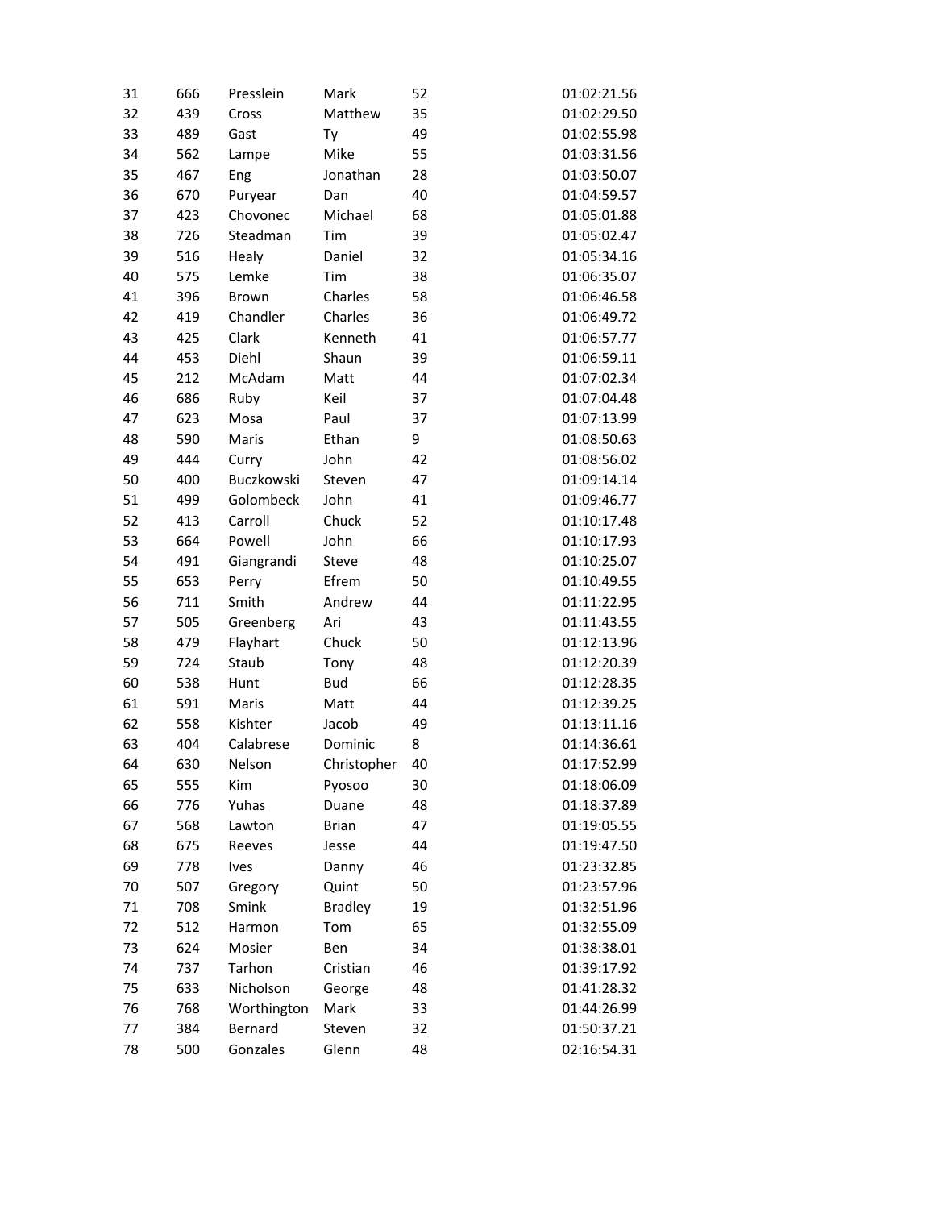| | | | | | |
|---|---|---|---|---|---|
| 31 | 666 | Presslein | Mark | 52 | 01:02:21.56 |
| 32 | 439 | Cross | Matthew | 35 | 01:02:29.50 |
| 33 | 489 | Gast | Ty | 49 | 01:02:55.98 |
| 34 | 562 | Lampe | Mike | 55 | 01:03:31.56 |
| 35 | 467 | Eng | Jonathan | 28 | 01:03:50.07 |
| 36 | 670 | Puryear | Dan | 40 | 01:04:59.57 |
| 37 | 423 | Chovonec | Michael | 68 | 01:05:01.88 |
| 38 | 726 | Steadman | Tim | 39 | 01:05:02.47 |
| 39 | 516 | Healy | Daniel | 32 | 01:05:34.16 |
| 40 | 575 | Lemke | Tim | 38 | 01:06:35.07 |
| 41 | 396 | Brown | Charles | 58 | 01:06:46.58 |
| 42 | 419 | Chandler | Charles | 36 | 01:06:49.72 |
| 43 | 425 | Clark | Kenneth | 41 | 01:06:57.77 |
| 44 | 453 | Diehl | Shaun | 39 | 01:06:59.11 |
| 45 | 212 | McAdam | Matt | 44 | 01:07:02.34 |
| 46 | 686 | Ruby | Keil | 37 | 01:07:04.48 |
| 47 | 623 | Mosa | Paul | 37 | 01:07:13.99 |
| 48 | 590 | Maris | Ethan | 9 | 01:08:50.63 |
| 49 | 444 | Curry | John | 42 | 01:08:56.02 |
| 50 | 400 | Buczkowski | Steven | 47 | 01:09:14.14 |
| 51 | 499 | Golombeck | John | 41 | 01:09:46.77 |
| 52 | 413 | Carroll | Chuck | 52 | 01:10:17.48 |
| 53 | 664 | Powell | John | 66 | 01:10:17.93 |
| 54 | 491 | Giangrandi | Steve | 48 | 01:10:25.07 |
| 55 | 653 | Perry | Efrem | 50 | 01:10:49.55 |
| 56 | 711 | Smith | Andrew | 44 | 01:11:22.95 |
| 57 | 505 | Greenberg | Ari | 43 | 01:11:43.55 |
| 58 | 479 | Flayhart | Chuck | 50 | 01:12:13.96 |
| 59 | 724 | Staub | Tony | 48 | 01:12:20.39 |
| 60 | 538 | Hunt | Bud | 66 | 01:12:28.35 |
| 61 | 591 | Maris | Matt | 44 | 01:12:39.25 |
| 62 | 558 | Kishter | Jacob | 49 | 01:13:11.16 |
| 63 | 404 | Calabrese | Dominic | 8 | 01:14:36.61 |
| 64 | 630 | Nelson | Christopher | 40 | 01:17:52.99 |
| 65 | 555 | Kim | Pyosoo | 30 | 01:18:06.09 |
| 66 | 776 | Yuhas | Duane | 48 | 01:18:37.89 |
| 67 | 568 | Lawton | Brian | 47 | 01:19:05.55 |
| 68 | 675 | Reeves | Jesse | 44 | 01:19:47.50 |
| 69 | 778 | Ives | Danny | 46 | 01:23:32.85 |
| 70 | 507 | Gregory | Quint | 50 | 01:23:57.96 |
| 71 | 708 | Smink | Bradley | 19 | 01:32:51.96 |
| 72 | 512 | Harmon | Tom | 65 | 01:32:55.09 |
| 73 | 624 | Mosier | Ben | 34 | 01:38:38.01 |
| 74 | 737 | Tarhon | Cristian | 46 | 01:39:17.92 |
| 75 | 633 | Nicholson | George | 48 | 01:41:28.32 |
| 76 | 768 | Worthington | Mark | 33 | 01:44:26.99 |
| 77 | 384 | Bernard | Steven | 32 | 01:50:37.21 |
| 78 | 500 | Gonzales | Glenn | 48 | 02:16:54.31 |